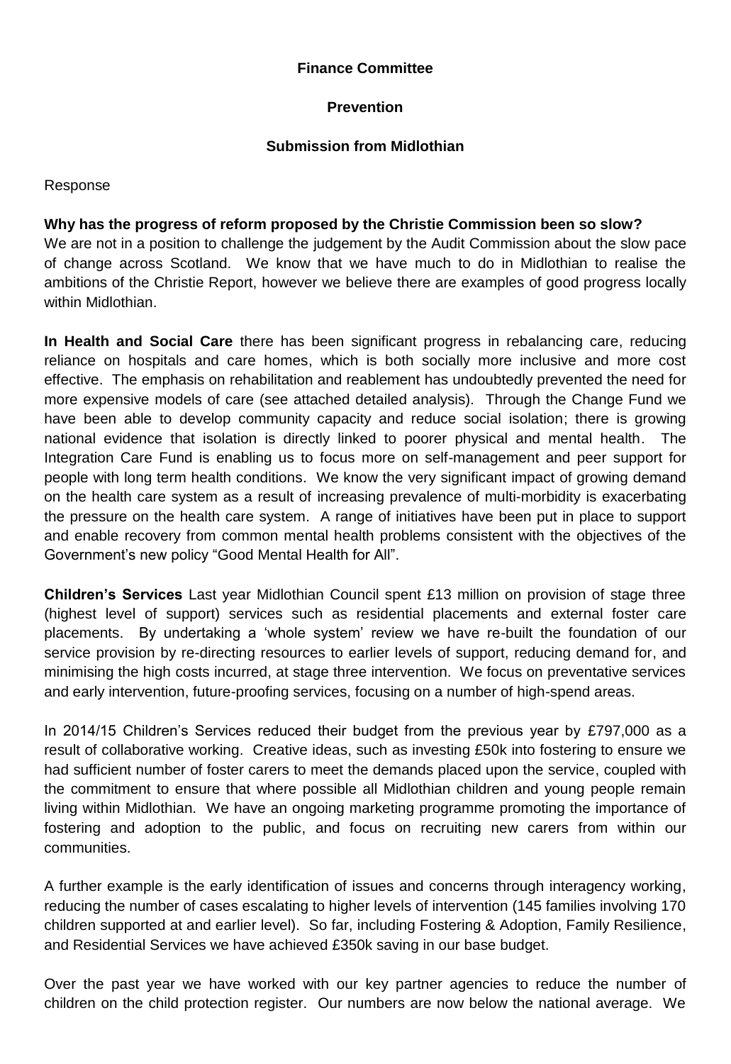**Finance Committee**

**Prevention**

**Submission from Midlothian**

Response

**Why has the progress of reform proposed by the Christie Commission been so slow?**

We are not in a position to challenge the judgement by the Audit Commission about the slow pace of change across Scotland. We know that we have much to do in Midlothian to realise the ambitions of the Christie Report, however we believe there are examples of good progress locally within Midlothian.

**In Health and Social Care** there has been significant progress in rebalancing care, reducing reliance on hospitals and care homes, which is both socially more inclusive and more cost effective. The emphasis on rehabilitation and reablement has undoubtedly prevented the need for more expensive models of care (see attached detailed analysis). Through the Change Fund we have been able to develop community capacity and reduce social isolation; there is growing national evidence that isolation is directly linked to poorer physical and mental health. The Integration Care Fund is enabling us to focus more on self-management and peer support for people with long term health conditions. We know the very significant impact of growing demand on the health care system as a result of increasing prevalence of multi-morbidity is exacerbating the pressure on the health care system. A range of initiatives have been put in place to support and enable recovery from common mental health problems consistent with the objectives of the Government's new policy "Good Mental Health for All".

**Children's Services** Last year Midlothian Council spent £13 million on provision of stage three (highest level of support) services such as residential placements and external foster care placements. By undertaking a 'whole system' review we have re-built the foundation of our service provision by re-directing resources to earlier levels of support, reducing demand for, and minimising the high costs incurred, at stage three intervention. We focus on preventative services and early intervention, future-proofing services, focusing on a number of high-spend areas.

In 2014/15 Children's Services reduced their budget from the previous year by £797,000 as a result of collaborative working. Creative ideas, such as investing £50k into fostering to ensure we had sufficient number of foster carers to meet the demands placed upon the service, coupled with the commitment to ensure that where possible all Midlothian children and young people remain living within Midlothian. We have an ongoing marketing programme promoting the importance of fostering and adoption to the public, and focus on recruiting new carers from within our communities.

A further example is the early identification of issues and concerns through interagency working, reducing the number of cases escalating to higher levels of intervention (145 families involving 170 children supported at and earlier level). So far, including Fostering & Adoption, Family Resilience, and Residential Services we have achieved £350k saving in our base budget.

Over the past year we have worked with our key partner agencies to reduce the number of children on the child protection register. Our numbers are now below the national average. We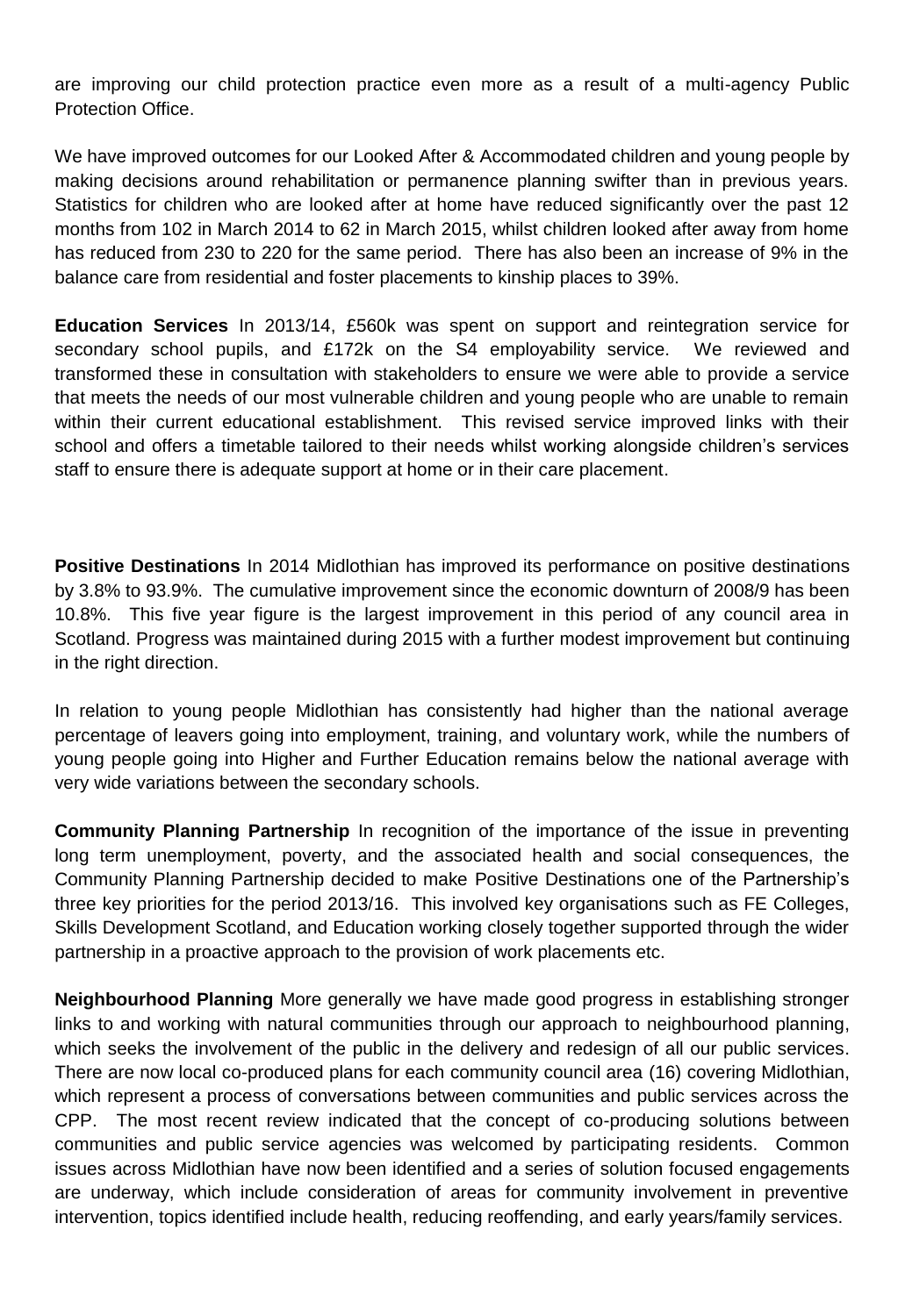are improving our child protection practice even more as a result of a multi-agency Public Protection Office.

We have improved outcomes for our Looked After & Accommodated children and young people by making decisions around rehabilitation or permanence planning swifter than in previous years. Statistics for children who are looked after at home have reduced significantly over the past 12 months from 102 in March 2014 to 62 in March 2015, whilst children looked after away from home has reduced from 230 to 220 for the same period. There has also been an increase of 9% in the balance care from residential and foster placements to kinship places to 39%.

**Education Services** In 2013/14, £560k was spent on support and reintegration service for secondary school pupils, and £172k on the S4 employability service. We reviewed and transformed these in consultation with stakeholders to ensure we were able to provide a service that meets the needs of our most vulnerable children and young people who are unable to remain within their current educational establishment. This revised service improved links with their school and offers a timetable tailored to their needs whilst working alongside children's services staff to ensure there is adequate support at home or in their care placement.

**Positive Destinations** In 2014 Midlothian has improved its performance on positive destinations by 3.8% to 93.9%. The cumulative improvement since the economic downturn of 2008/9 has been 10.8%. This five year figure is the largest improvement in this period of any council area in Scotland. Progress was maintained during 2015 with a further modest improvement but continuing in the right direction.

In relation to young people Midlothian has consistently had higher than the national average percentage of leavers going into employment, training, and voluntary work, while the numbers of young people going into Higher and Further Education remains below the national average with very wide variations between the secondary schools.

**Community Planning Partnership** In recognition of the importance of the issue in preventing long term unemployment, poverty, and the associated health and social consequences, the Community Planning Partnership decided to make Positive Destinations one of the Partnership's three key priorities for the period 2013/16. This involved key organisations such as FE Colleges, Skills Development Scotland, and Education working closely together supported through the wider partnership in a proactive approach to the provision of work placements etc.

**Neighbourhood Planning** More generally we have made good progress in establishing stronger links to and working with natural communities through our approach to neighbourhood planning, which seeks the involvement of the public in the delivery and redesign of all our public services. There are now local co-produced plans for each community council area (16) covering Midlothian, which represent a process of conversations between communities and public services across the CPP. The most recent review indicated that the concept of co-producing solutions between communities and public service agencies was welcomed by participating residents. Common issues across Midlothian have now been identified and a series of solution focused engagements are underway, which include consideration of areas for community involvement in preventive intervention, topics identified include health, reducing reoffending, and early years/family services.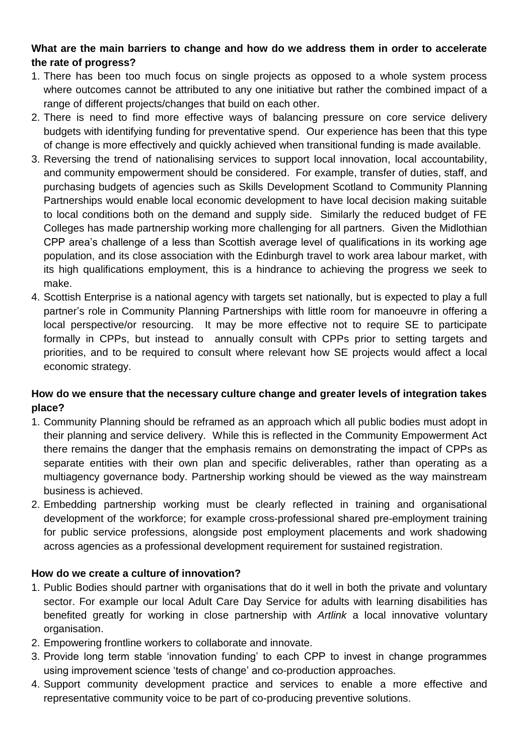**What are the main barriers to change and how do we address them in order to accelerate the rate of progress?**

1. There has been too much focus on single projects as opposed to a whole system process where outcomes cannot be attributed to any one initiative but rather the combined impact of a range of different projects/changes that build on each other.
2. There is need to find more effective ways of balancing pressure on core service delivery budgets with identifying funding for preventative spend. Our experience has been that this type of change is more effectively and quickly achieved when transitional funding is made available.
3. Reversing the trend of nationalising services to support local innovation, local accountability, and community empowerment should be considered. For example, transfer of duties, staff, and purchasing budgets of agencies such as Skills Development Scotland to Community Planning Partnerships would enable local economic development to have local decision making suitable to local conditions both on the demand and supply side. Similarly the reduced budget of FE Colleges has made partnership working more challenging for all partners. Given the Midlothian CPP area's challenge of a less than Scottish average level of qualifications in its working age population, and its close association with the Edinburgh travel to work area labour market, with its high qualifications employment, this is a hindrance to achieving the progress we seek to make.
4. Scottish Enterprise is a national agency with targets set nationally, but is expected to play a full partner's role in Community Planning Partnerships with little room for manoeuvre in offering a local perspective/or resourcing. It may be more effective not to require SE to participate formally in CPPs, but instead to annually consult with CPPs prior to setting targets and priorities, and to be required to consult where relevant how SE projects would affect a local economic strategy.

**How do we ensure that the necessary culture change and greater levels of integration takes place?**

1. Community Planning should be reframed as an approach which all public bodies must adopt in their planning and service delivery. While this is reflected in the Community Empowerment Act there remains the danger that the emphasis remains on demonstrating the impact of CPPs as separate entities with their own plan and specific deliverables, rather than operating as a multiagency governance body. Partnership working should be viewed as the way mainstream business is achieved.
2. Embedding partnership working must be clearly reflected in training and organisational development of the workforce; for example cross-professional shared pre-employment training for public service professions, alongside post employment placements and work shadowing across agencies as a professional development requirement for sustained registration.

**How do we create a culture of innovation?**

1. Public Bodies should partner with organisations that do it well in both the private and voluntary sector. For example our local Adult Care Day Service for adults with learning disabilities has benefited greatly for working in close partnership with *Artlink* a local innovative voluntary organisation.
2. Empowering frontline workers to collaborate and innovate.
3. Provide long term stable 'innovation funding' to each CPP to invest in change programmes using improvement science 'tests of change' and co-production approaches.
4. Support community development practice and services to enable a more effective and representative community voice to be part of co-producing preventive solutions.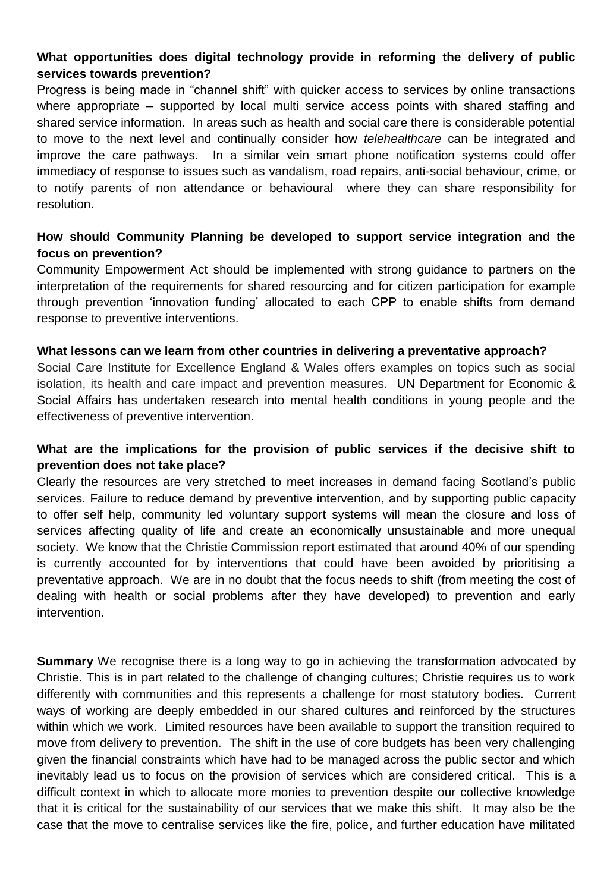**What opportunities does digital technology provide in reforming the delivery of public services towards prevention?**

Progress is being made in "channel shift" with quicker access to services by online transactions where appropriate – supported by local multi service access points with shared staffing and shared service information. In areas such as health and social care there is considerable potential to move to the next level and continually consider how *telehealthcare* can be integrated and improve the care pathways. In a similar vein smart phone notification systems could offer immediacy of response to issues such as vandalism, road repairs, anti-social behaviour, crime, or to notify parents of non attendance or behavioural where they can share responsibility for resolution.

**How should Community Planning be developed to support service integration and the focus on prevention?**

Community Empowerment Act should be implemented with strong guidance to partners on the interpretation of the requirements for shared resourcing and for citizen participation for example through prevention 'innovation funding' allocated to each CPP to enable shifts from demand response to preventive interventions.

**What lessons can we learn from other countries in delivering a preventative approach?**

Social Care Institute for Excellence England & Wales offers examples on topics such as social isolation, its health and care impact and prevention measures. UN Department for Economic & Social Affairs has undertaken research into mental health conditions in young people and the effectiveness of preventive intervention.

**What are the implications for the provision of public services if the decisive shift to prevention does not take place?**

Clearly the resources are very stretched to meet increases in demand facing Scotland's public services. Failure to reduce demand by preventive intervention, and by supporting public capacity to offer self help, community led voluntary support systems will mean the closure and loss of services affecting quality of life and create an economically unsustainable and more unequal society. We know that the Christie Commission report estimated that around 40% of our spending is currently accounted for by interventions that could have been avoided by prioritising a preventative approach. We are in no doubt that the focus needs to shift (from meeting the cost of dealing with health or social problems after they have developed) to prevention and early intervention.

**Summary** We recognise there is a long way to go in achieving the transformation advocated by Christie. This is in part related to the challenge of changing cultures; Christie requires us to work differently with communities and this represents a challenge for most statutory bodies. Current ways of working are deeply embedded in our shared cultures and reinforced by the structures within which we work. Limited resources have been available to support the transition required to move from delivery to prevention. The shift in the use of core budgets has been very challenging given the financial constraints which have had to be managed across the public sector and which inevitably lead us to focus on the provision of services which are considered critical. This is a difficult context in which to allocate more monies to prevention despite our collective knowledge that it is critical for the sustainability of our services that we make this shift. It may also be the case that the move to centralise services like the fire, police, and further education have militated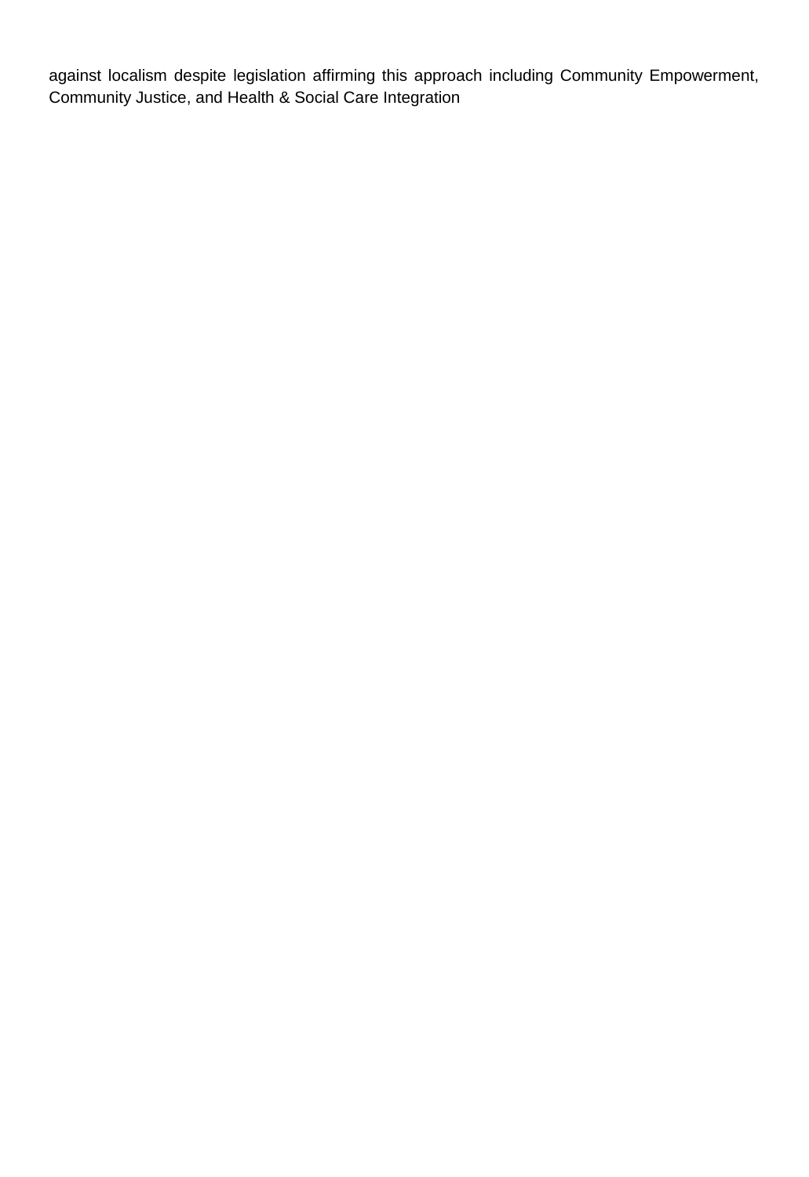against localism despite legislation affirming this approach including Community Empowerment, Community Justice, and Health & Social Care Integration